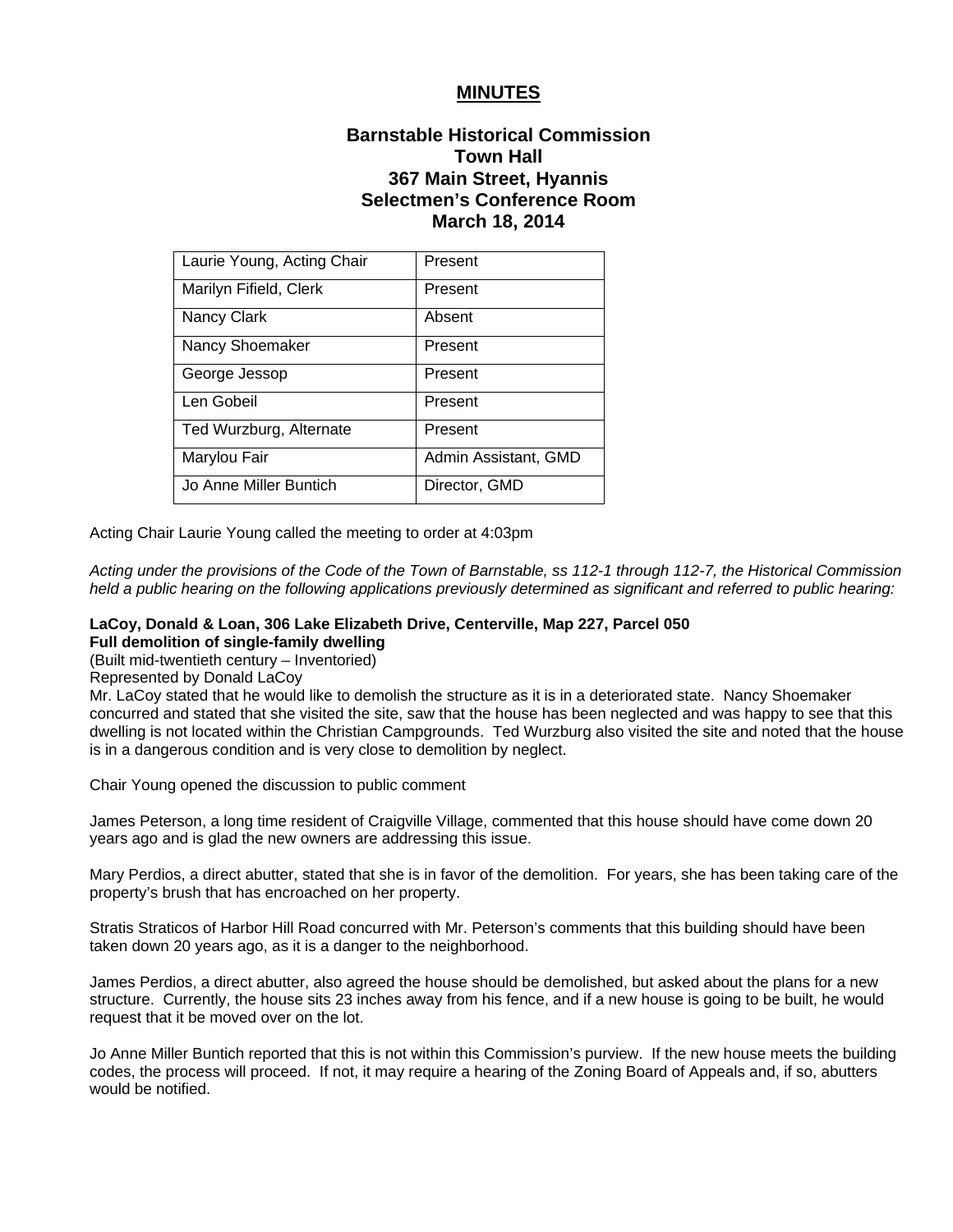# MINUTES

## Barnstable Historical Commission
## Town Hall
## 367 Main Street, Hyannis
## Selectmen's Conference Room
## March 18, 2014

| | |
|---|---|
| Laurie Young, Acting Chair | Present |
| Marilyn Fifield, Clerk | Present |
| Nancy Clark | Absent |
| Nancy Shoemaker | Present |
| George Jessop | Present |
| Len Gobeil | Present |
| Ted Wurzburg, Alternate | Present |
| Marylou Fair | Admin Assistant, GMD |
| Jo Anne Miller Buntich | Director, GMD |

Acting Chair Laurie Young called the meeting to order at 4:03pm

*Acting under the provisions of the Code of the Town of Barnstable, ss 112-1 through 112-7, the Historical Commission held a public hearing on the following applications previously determined as significant and referred to public hearing:*

**LaCoy, Donald & Loan, 306 Lake Elizabeth Drive, Centerville, Map 227, Parcel 050**
**Full demolition of single-family dwelling**
(Built mid-twentieth century – Inventoried)
Represented by Donald LaCoy
Mr. LaCoy stated that he would like to demolish the structure as it is in a deteriorated state. Nancy Shoemaker concurred and stated that she visited the site, saw that the house has been neglected and was happy to see that this dwelling is not located within the Christian Campgrounds. Ted Wurzburg also visited the site and noted that the house is in a dangerous condition and is very close to demolition by neglect.

Chair Young opened the discussion to public comment

James Peterson, a long time resident of Craigville Village, commented that this house should have come down 20 years ago and is glad the new owners are addressing this issue.

Mary Perdios, a direct abutter, stated that she is in favor of the demolition. For years, she has been taking care of the property's brush that has encroached on her property.

Stratis Straticos of Harbor Hill Road concurred with Mr. Peterson's comments that this building should have been taken down 20 years ago, as it is a danger to the neighborhood.

James Perdios, a direct abutter, also agreed the house should be demolished, but asked about the plans for a new structure. Currently, the house sits 23 inches away from his fence, and if a new house is going to be built, he would request that it be moved over on the lot.

Jo Anne Miller Buntich reported that this is not within this Commission's purview. If the new house meets the building codes, the process will proceed. If not, it may require a hearing of the Zoning Board of Appeals and, if so, abutters would be notified.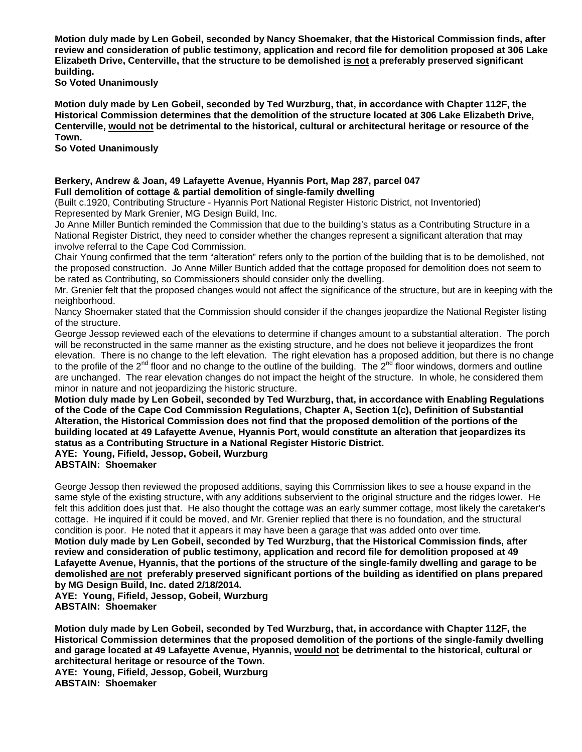**Motion duly made by Len Gobeil, seconded by Nancy Shoemaker, that the Historical Commission finds, after review and consideration of public testimony, application and record file for demolition proposed at 306 Lake Elizabeth Drive, Centerville, that the structure to be demolished <u>is not</u> a preferably preserved significant building.**
**So Voted Unanimously**

**Motion duly made by Len Gobeil, seconded by Ted Wurzburg, that, in accordance with Chapter 112F, the Historical Commission determines that the demolition of the structure located at 306 Lake Elizabeth Drive, Centerville, <u>would not</u> be detrimental to the historical, cultural or architectural heritage or resource of the Town.**
**So Voted Unanimously**

**Berkery, Andrew & Joan, 49 Lafayette Avenue, Hyannis Port, Map 287, parcel 047**
**Full demolition of cottage & partial demolition of single-family dwelling**
(Built c.1920, Contributing Structure - Hyannis Port National Register Historic District, not Inventoried)
Represented by Mark Grenier, MG Design Build, Inc.

Jo Anne Miller Buntich reminded the Commission that due to the building's status as a Contributing Structure in a National Register District, they need to consider whether the changes represent a significant alteration that may involve referral to the Cape Cod Commission.

Chair Young confirmed that the term "alteration" refers only to the portion of the building that is to be demolished, not the proposed construction. Jo Anne Miller Buntich added that the cottage proposed for demolition does not seem to be rated as Contributing, so Commissioners should consider only the dwelling.

Mr. Grenier felt that the proposed changes would not affect the significance of the structure, but are in keeping with the neighborhood.

Nancy Shoemaker stated that the Commission should consider if the changes jeopardize the National Register listing of the structure.

George Jessop reviewed each of the elevations to determine if changes amount to a substantial alteration. The porch will be reconstructed in the same manner as the existing structure, and he does not believe it jeopardizes the front elevation. There is no change to the left elevation. The right elevation has a proposed addition, but there is no change to the profile of the 2nd floor and no change to the outline of the building. The 2nd floor windows, dormers and outline are unchanged. The rear elevation changes do not impact the height of the structure. In whole, he considered them minor in nature and not jeopardizing the historic structure.

**Motion duly made by Len Gobeil, seconded by Ted Wurzburg, that, in accordance with Enabling Regulations of the Code of the Cape Cod Commission Regulations, Chapter A, Section 1(c), Definition of Substantial Alteration, the Historical Commission does not find that the proposed demolition of the portions of the building located at 49 Lafayette Avenue, Hyannis Port, would constitute an alteration that jeopardizes its status as a Contributing Structure in a National Register Historic District.**
**AYE: Young, Fifield, Jessop, Gobeil, Wurzburg**
**ABSTAIN: Shoemaker**

George Jessop then reviewed the proposed additions, saying this Commission likes to see a house expand in the same style of the existing structure, with any additions subservient to the original structure and the ridges lower. He felt this addition does just that. He also thought the cottage was an early summer cottage, most likely the caretaker's cottage. He inquired if it could be moved, and Mr. Grenier replied that there is no foundation, and the structural condition is poor. He noted that it appears it may have been a garage that was added onto over time.

**Motion duly made by Len Gobeil, seconded by Ted Wurzburg, that the Historical Commission finds, after review and consideration of public testimony, application and record file for demolition proposed at 49 Lafayette Avenue, Hyannis, that the portions of the structure of the single-family dwelling and garage to be demolished <u>are not</u> preferably preserved significant portions of the building as identified on plans prepared by MG Design Build, Inc. dated 2/18/2014.**
**AYE: Young, Fifield, Jessop, Gobeil, Wurzburg**
**ABSTAIN: Shoemaker**

**Motion duly made by Len Gobeil, seconded by Ted Wurzburg, that, in accordance with Chapter 112F, the Historical Commission determines that the proposed demolition of the portions of the single-family dwelling and garage located at 49 Lafayette Avenue, Hyannis, <u>would not</u> be detrimental to the historical, cultural or architectural heritage or resource of the Town.**
**AYE: Young, Fifield, Jessop, Gobeil, Wurzburg**
**ABSTAIN: Shoemaker**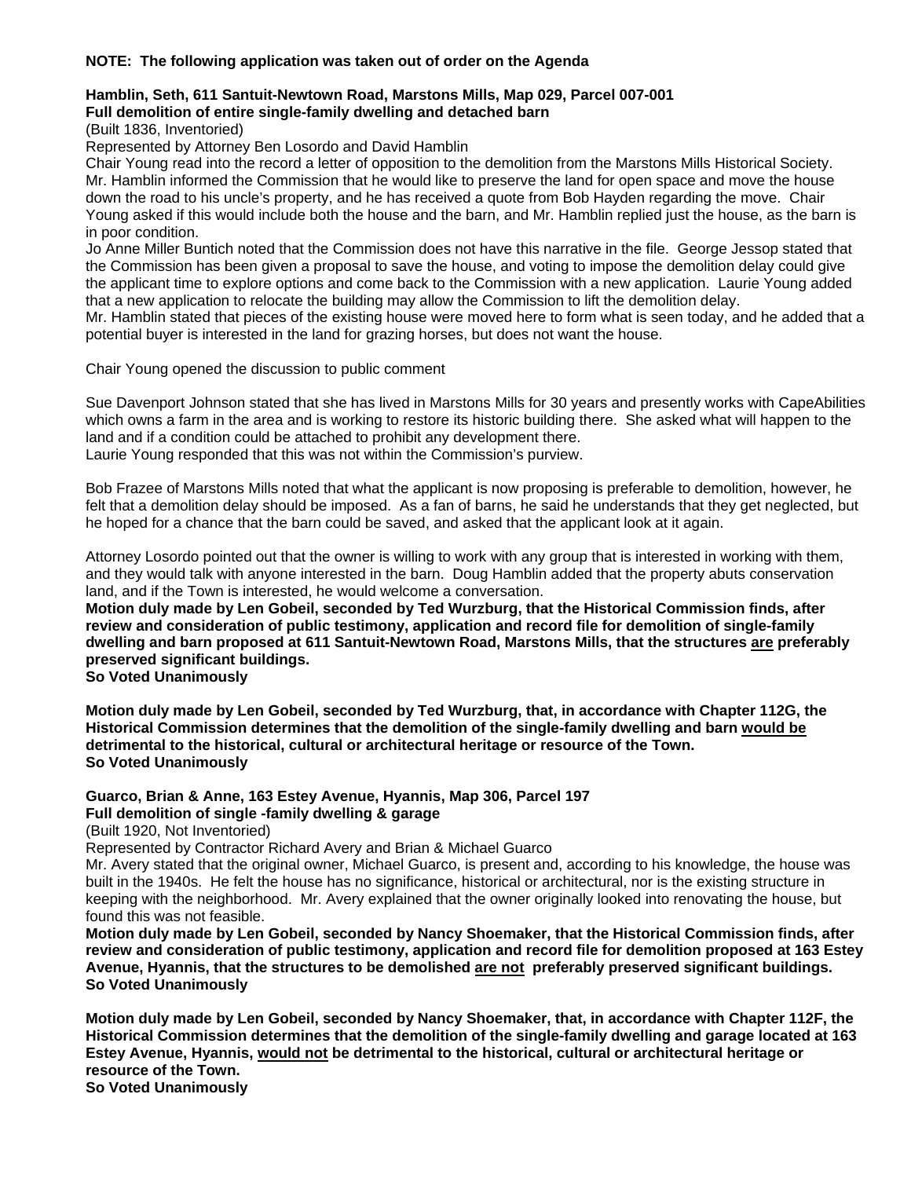**NOTE: The following application was taken out of order on the Agenda**

**Hamblin, Seth, 611 Santuit-Newtown Road, Marstons Mills, Map 029, Parcel 007-001**
**Full demolition of entire single-family dwelling and detached barn**
(Built 1836, Inventoried)
Represented by Attorney Ben Losordo and David Hamblin
Chair Young read into the record a letter of opposition to the demolition from the Marstons Mills Historical Society. Mr. Hamblin informed the Commission that he would like to preserve the land for open space and move the house down the road to his uncle's property, and he has received a quote from Bob Hayden regarding the move. Chair Young asked if this would include both the house and the barn, and Mr. Hamblin replied just the house, as the barn is in poor condition.
Jo Anne Miller Buntich noted that the Commission does not have this narrative in the file. George Jessop stated that the Commission has been given a proposal to save the house, and voting to impose the demolition delay could give the applicant time to explore options and come back to the Commission with a new application. Laurie Young added that a new application to relocate the building may allow the Commission to lift the demolition delay.
Mr. Hamblin stated that pieces of the existing house were moved here to form what is seen today, and he added that a potential buyer is interested in the land for grazing horses, but does not want the house.

Chair Young opened the discussion to public comment

Sue Davenport Johnson stated that she has lived in Marstons Mills for 30 years and presently works with CapeAbilities which owns a farm in the area and is working to restore its historic building there. She asked what will happen to the land and if a condition could be attached to prohibit any development there.
Laurie Young responded that this was not within the Commission's purview.

Bob Frazee of Marstons Mills noted that what the applicant is now proposing is preferable to demolition, however, he felt that a demolition delay should be imposed. As a fan of barns, he said he understands that they get neglected, but he hoped for a chance that the barn could be saved, and asked that the applicant look at it again.

Attorney Losordo pointed out that the owner is willing to work with any group that is interested in working with them, and they would talk with anyone interested in the barn. Doug Hamblin added that the property abuts conservation land, and if the Town is interested, he would welcome a conversation.
**Motion duly made by Len Gobeil, seconded by Ted Wurzburg, that the Historical Commission finds, after review and consideration of public testimony, application and record file for demolition of single-family dwelling and barn proposed at 611 Santuit-Newtown Road, Marstons Mills, that the structures <u>are</u> preferably preserved significant buildings.**
**So Voted Unanimously**

**Motion duly made by Len Gobeil, seconded by Ted Wurzburg, that, in accordance with Chapter 112G, the Historical Commission determines that the demolition of the single-family dwelling and barn <u>would be</u> detrimental to the historical, cultural or architectural heritage or resource of the Town.**
**So Voted Unanimously**

**Guarco, Brian & Anne, 163 Estey Avenue, Hyannis, Map 306, Parcel 197**
**Full demolition of single -family dwelling & garage**
(Built 1920, Not Inventoried)
Represented by Contractor Richard Avery and Brian & Michael Guarco
Mr. Avery stated that the original owner, Michael Guarco, is present and, according to his knowledge, the house was built in the 1940s. He felt the house has no significance, historical or architectural, nor is the existing structure in keeping with the neighborhood. Mr. Avery explained that the owner originally looked into renovating the house, but found this was not feasible.
**Motion duly made by Len Gobeil, seconded by Nancy Shoemaker, that the Historical Commission finds, after review and consideration of public testimony, application and record file for demolition proposed at 163 Estey Avenue, Hyannis, that the structures to be demolished <u>are not</u> preferably preserved significant buildings.**
**So Voted Unanimously**

**Motion duly made by Len Gobeil, seconded by Nancy Shoemaker, that, in accordance with Chapter 112F, the Historical Commission determines that the demolition of the single-family dwelling and garage located at 163 Estey Avenue, Hyannis, <u>would not</u> be detrimental to the historical, cultural or architectural heritage or resource of the Town.**
**So Voted Unanimously**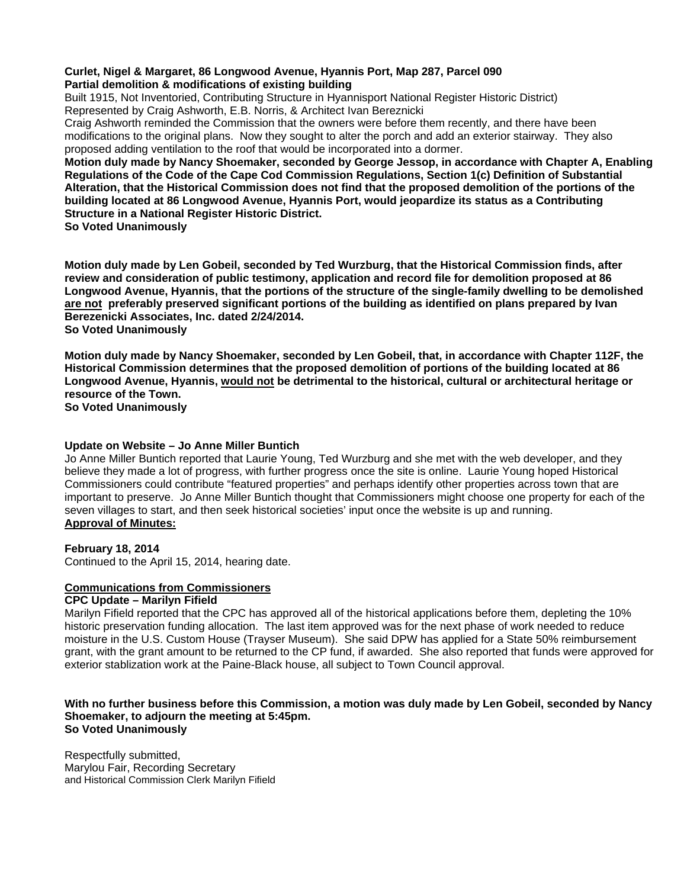**Curlet, Nigel & Margaret, 86 Longwood Avenue, Hyannis Port, Map 287, Parcel 090**
**Partial demolition & modifications of existing building**
Built 1915, Not Inventoried, Contributing Structure in Hyannisport National Register Historic District)
Represented by Craig Ashworth, E.B. Norris, & Architect Ivan Bereznicki
Craig Ashworth reminded the Commission that the owners were before them recently, and there have been modifications to the original plans. Now they sought to alter the porch and add an exterior stairway. They also proposed adding ventilation to the roof that would be incorporated into a dormer.
**Motion duly made by Nancy Shoemaker, seconded by George Jessop, in accordance with Chapter A, Enabling Regulations of the Code of the Cape Cod Commission Regulations, Section 1(c) Definition of Substantial Alteration, that the Historical Commission does not find that the proposed demolition of the portions of the building located at 86 Longwood Avenue, Hyannis Port, would jeopardize its status as a Contributing Structure in a National Register Historic District.**
**So Voted Unanimously**

**Motion duly made by Len Gobeil, seconded by Ted Wurzburg, that the Historical Commission finds, after review and consideration of public testimony, application and record file for demolition proposed at 86 Longwood Avenue, Hyannis, that the portions of the structure of the single-family dwelling to be demolished <u>are not</u> preferably preserved significant portions of the building as identified on plans prepared by Ivan Berezenicki Associates, Inc. dated 2/24/2014.**
**So Voted Unanimously**

**Motion duly made by Nancy Shoemaker, seconded by Len Gobeil, that, in accordance with Chapter 112F, the Historical Commission determines that the proposed demolition of portions of the building located at 86 Longwood Avenue, Hyannis, <u>would not</u> be detrimental to the historical, cultural or architectural heritage or resource of the Town.**
**So Voted Unanimously**

**Update on Website – Jo Anne Miller Buntich**
Jo Anne Miller Buntich reported that Laurie Young, Ted Wurzburg and she met with the web developer, and they believe they made a lot of progress, with further progress once the site is online. Laurie Young hoped Historical Commissioners could contribute "featured properties" and perhaps identify other properties across town that are important to preserve. Jo Anne Miller Buntich thought that Commissioners might choose one property for each of the seven villages to start, and then seek historical societies' input once the website is up and running.
**<u>Approval of Minutes:</u>**

**February 18, 2014**
Continued to the April 15, 2014, hearing date.

**<u>Communications from Commissioners</u>**
**CPC Update – Marilyn Fifield**
Marilyn Fifield reported that the CPC has approved all of the historical applications before them, depleting the 10% historic preservation funding allocation. The last item approved was for the next phase of work needed to reduce moisture in the U.S. Custom House (Trayser Museum). She said DPW has applied for a State 50% reimbursement grant, with the grant amount to be returned to the CP fund, if awarded. She also reported that funds were approved for exterior stablization work at the Paine-Black house, all subject to Town Council approval.

**With no further business before this Commission, a motion was duly made by Len Gobeil, seconded by Nancy Shoemaker, to adjourn the meeting at 5:45pm.**
**So Voted Unanimously**

Respectfully submitted,
Marylou Fair, Recording Secretary
and Historical Commission Clerk Marilyn Fifield